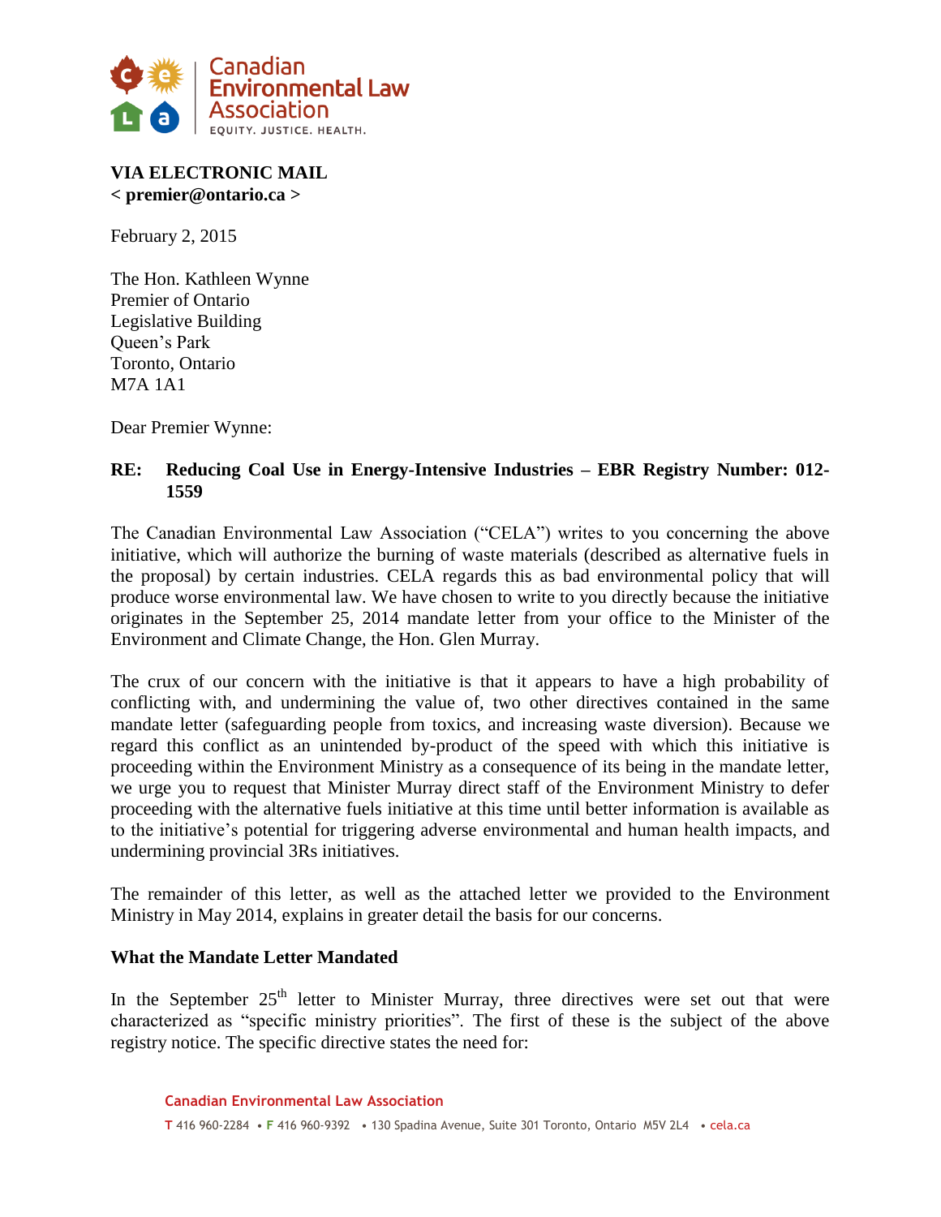Canadian Environmental Law Association

EQUITY. JUSTICE. HEALTH.

**VIA ELECTRONIC MAIL**
**< premier@ontario.ca >**

February 2, 2015

The Hon. Kathleen Wynne
Premier of Ontario
Legislative Building
Queen's Park
Toronto, Ontario
M7A 1A1

Dear Premier Wynne:

**RE: Reducing Coal Use in Energy-Intensive Industries – EBR Registry Number: 012-1559**

The Canadian Environmental Law Association ("CELA") writes to you concerning the above initiative, which will authorize the burning of waste materials (described as alternative fuels in the proposal) by certain industries. CELA regards this as bad environmental policy that will produce worse environmental law. We have chosen to write to you directly because the initiative originates in the September 25, 2014 mandate letter from your office to the Minister of the Environment and Climate Change, the Hon. Glen Murray.

The crux of our concern with the initiative is that it appears to have a high probability of conflicting with, and undermining the value of, two other directives contained in the same mandate letter (safeguarding people from toxics, and increasing waste diversion). Because we regard this conflict as an unintended by-product of the speed with which this initiative is proceeding within the Environment Ministry as a consequence of its being in the mandate letter, we urge you to request that Minister Murray direct staff of the Environment Ministry to defer proceeding with the alternative fuels initiative at this time until better information is available as to the initiative's potential for triggering adverse environmental and human health impacts, and undermining provincial 3Rs initiatives.

The remainder of this letter, as well as the attached letter we provided to the Environment Ministry in May 2014, explains in greater detail the basis for our concerns.

**What the Mandate Letter Mandated**

In the September 25th letter to Minister Murray, three directives were set out that were characterized as "specific ministry priorities". The first of these is the subject of the above registry notice. The specific directive states the need for:

Canadian Environmental Law Association

T 416 960-2284 • F 416 960-9392 • 130 Spadina Avenue, Suite 301 Toronto, Ontario M5V 2L4 • cela.ca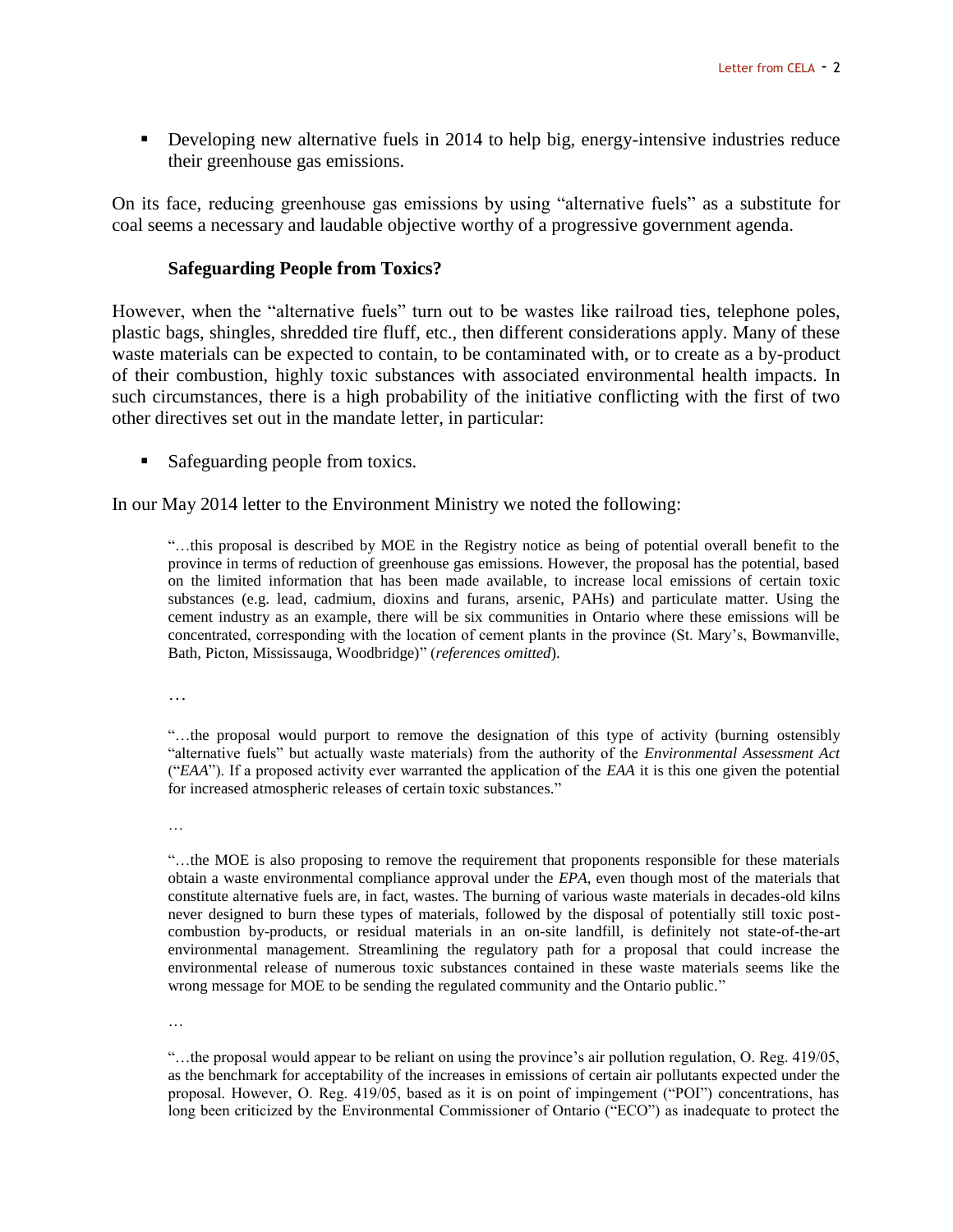- Developing new alternative fuels in 2014 to help big, energy-intensive industries reduce their greenhouse gas emissions.

On its face, reducing greenhouse gas emissions by using "alternative fuels" as a substitute for coal seems a necessary and laudable objective worthy of a progressive government agenda.

**Safeguarding People from Toxics?**

However, when the "alternative fuels" turn out to be wastes like railroad ties, telephone poles, plastic bags, shingles, shredded tire fluff, etc., then different considerations apply. Many of these waste materials can be expected to contain, to be contaminated with, or to create as a by-product of their combustion, highly toxic substances with associated environmental health impacts. In such circumstances, there is a high probability of the initiative conflicting with the first of two other directives set out in the mandate letter, in particular:

- Safeguarding people from toxics.

In our May 2014 letter to the Environment Ministry we noted the following:

> "…this proposal is described by MOE in the Registry notice as being of potential overall benefit to the province in terms of reduction of greenhouse gas emissions. However, the proposal has the potential, based on the limited information that has been made available, to increase local emissions of certain toxic substances (e.g. lead, cadmium, dioxins and furans, arsenic, PAHs) and particulate matter. Using the cement industry as an example, there will be six communities in Ontario where these emissions will be concentrated, corresponding with the location of cement plants in the province (St. Mary's, Bowmanville, Bath, Picton, Mississauga, Woodbridge)" (*references omitted*).
>
> …
>
> "…the proposal would purport to remove the designation of this type of activity (burning ostensibly "alternative fuels" but actually waste materials) from the authority of the *Environmental Assessment Act* ("*EAA*"). If a proposed activity ever warranted the application of the *EAA* it is this one given the potential for increased atmospheric releases of certain toxic substances."
>
> …
>
> "…the MOE is also proposing to remove the requirement that proponents responsible for these materials obtain a waste environmental compliance approval under the *EPA*, even though most of the materials that constitute alternative fuels are, in fact, wastes. The burning of various waste materials in decades-old kilns never designed to burn these types of materials, followed by the disposal of potentially still toxic post-combustion by-products, or residual materials in an on-site landfill, is definitely not state-of-the-art environmental management. Streamlining the regulatory path for a proposal that could increase the environmental release of numerous toxic substances contained in these waste materials seems like the wrong message for MOE to be sending the regulated community and the Ontario public."
>
> …
>
> "…the proposal would appear to be reliant on using the province's air pollution regulation, O. Reg. 419/05, as the benchmark for acceptability of the increases in emissions of certain air pollutants expected under the proposal. However, O. Reg. 419/05, based as it is on point of impingement ("POI") concentrations, has long been criticized by the Environmental Commissioner of Ontario ("ECO") as inadequate to protect the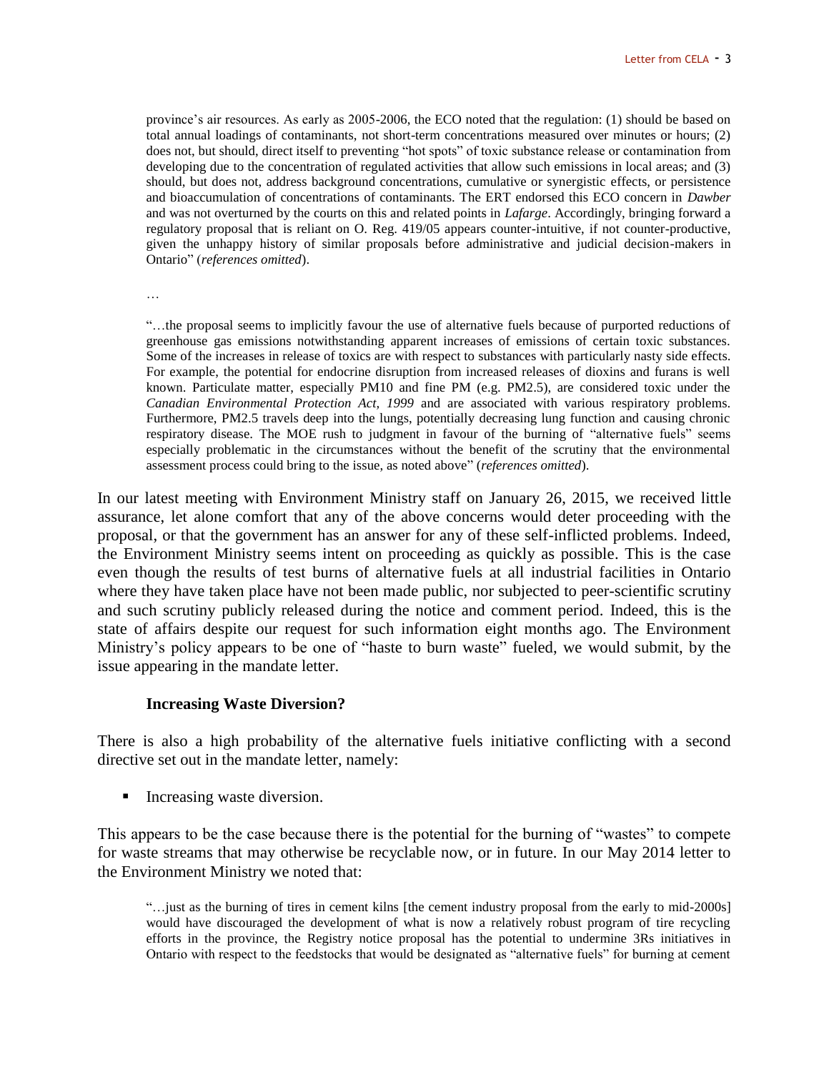> province's air resources. As early as 2005-2006, the ECO noted that the regulation: (1) should be based on total annual loadings of contaminants, not short-term concentrations measured over minutes or hours; (2) does not, but should, direct itself to preventing "hot spots" of toxic substance release or contamination from developing due to the concentration of regulated activities that allow such emissions in local areas; and (3) should, but does not, address background concentrations, cumulative or synergistic effects, or persistence and bioaccumulation of concentrations of contaminants. The ERT endorsed this ECO concern in *Dawber* and was not overturned by the courts on this and related points in *Lafarge*. Accordingly, bringing forward a regulatory proposal that is reliant on O. Reg. 419/05 appears counter-intuitive, if not counter-productive, given the unhappy history of similar proposals before administrative and judicial decision-makers in Ontario" (*references omitted*).
>
> …
>
> "…the proposal seems to implicitly favour the use of alternative fuels because of purported reductions of greenhouse gas emissions notwithstanding apparent increases of emissions of certain toxic substances. Some of the increases in release of toxics are with respect to substances with particularly nasty side effects. For example, the potential for endocrine disruption from increased releases of dioxins and furans is well known. Particulate matter, especially PM10 and fine PM (e.g. PM2.5), are considered toxic under the *Canadian Environmental Protection Act, 1999* and are associated with various respiratory problems. Furthermore, PM2.5 travels deep into the lungs, potentially decreasing lung function and causing chronic respiratory disease. The MOE rush to judgment in favour of the burning of "alternative fuels" seems especially problematic in the circumstances without the benefit of the scrutiny that the environmental assessment process could bring to the issue, as noted above" (*references omitted*).

In our latest meeting with Environment Ministry staff on January 26, 2015, we received little assurance, let alone comfort that any of the above concerns would deter proceeding with the proposal, or that the government has an answer for any of these self-inflicted problems. Indeed, the Environment Ministry seems intent on proceeding as quickly as possible. This is the case even though the results of test burns of alternative fuels at all industrial facilities in Ontario where they have taken place have not been made public, nor subjected to peer-scientific scrutiny and such scrutiny publicly released during the notice and comment period. Indeed, this is the state of affairs despite our request for such information eight months ago. The Environment Ministry's policy appears to be one of "haste to burn waste" fueled, we would submit, by the issue appearing in the mandate letter.

### Increasing Waste Diversion?

There is also a high probability of the alternative fuels initiative conflicting with a second directive set out in the mandate letter, namely:

- Increasing waste diversion.

This appears to be the case because there is the potential for the burning of "wastes" to compete for waste streams that may otherwise be recyclable now, or in future. In our May 2014 letter to the Environment Ministry we noted that:

> "…just as the burning of tires in cement kilns [the cement industry proposal from the early to mid-2000s] would have discouraged the development of what is now a relatively robust program of tire recycling efforts in the province, the Registry notice proposal has the potential to undermine 3Rs initiatives in Ontario with respect to the feedstocks that would be designated as "alternative fuels" for burning at cement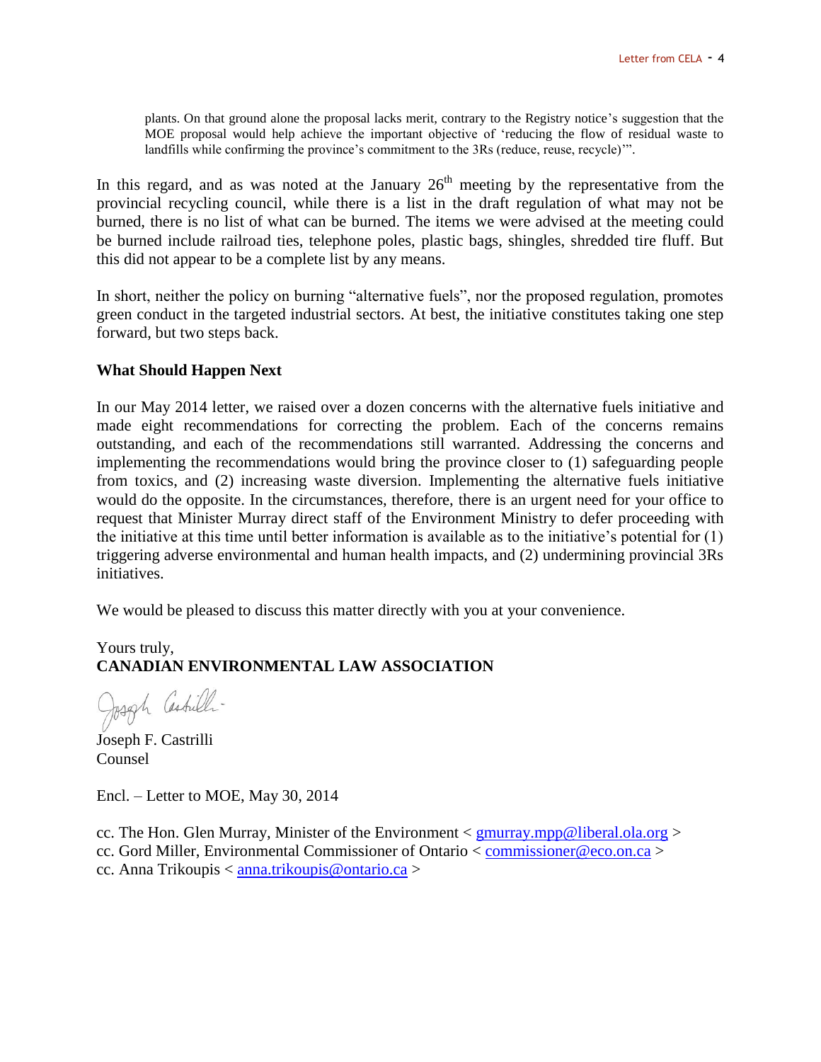> plants. On that ground alone the proposal lacks merit, contrary to the Registry notice's suggestion that the MOE proposal would help achieve the important objective of 'reducing the flow of residual waste to landfills while confirming the province's commitment to the 3Rs (reduce, reuse, recycle)'".

In this regard, and as was noted at the January 26th meeting by the representative from the provincial recycling council, while there is a list in the draft regulation of what may not be burned, there is no list of what can be burned. The items we were advised at the meeting could be burned include railroad ties, telephone poles, plastic bags, shingles, shredded tire fluff. But this did not appear to be a complete list by any means.

In short, neither the policy on burning "alternative fuels", nor the proposed regulation, promotes green conduct in the targeted industrial sectors. At best, the initiative constitutes taking one step forward, but two steps back.

**What Should Happen Next**

In our May 2014 letter, we raised over a dozen concerns with the alternative fuels initiative and made eight recommendations for correcting the problem. Each of the concerns remains outstanding, and each of the recommendations still warranted. Addressing the concerns and implementing the recommendations would bring the province closer to (1) safeguarding people from toxics, and (2) increasing waste diversion. Implementing the alternative fuels initiative would do the opposite. In the circumstances, therefore, there is an urgent need for your office to request that Minister Murray direct staff of the Environment Ministry to defer proceeding with the initiative at this time until better information is available as to the initiative's potential for (1) triggering adverse environmental and human health impacts, and (2) undermining provincial 3Rs initiatives.

We would be pleased to discuss this matter directly with you at your convenience.

Yours truly,
**CANADIAN ENVIRONMENTAL LAW ASSOCIATION**

Joseph F. Castrilli
Counsel

Encl. – Letter to MOE, May 30, 2014

cc. The Hon. Glen Murray, Minister of the Environment < gmurray.mpp@liberal.ola.org >
cc. Gord Miller, Environmental Commissioner of Ontario < commissioner@eco.on.ca >
cc. Anna Trikoupis < anna.trikoupis@ontario.ca >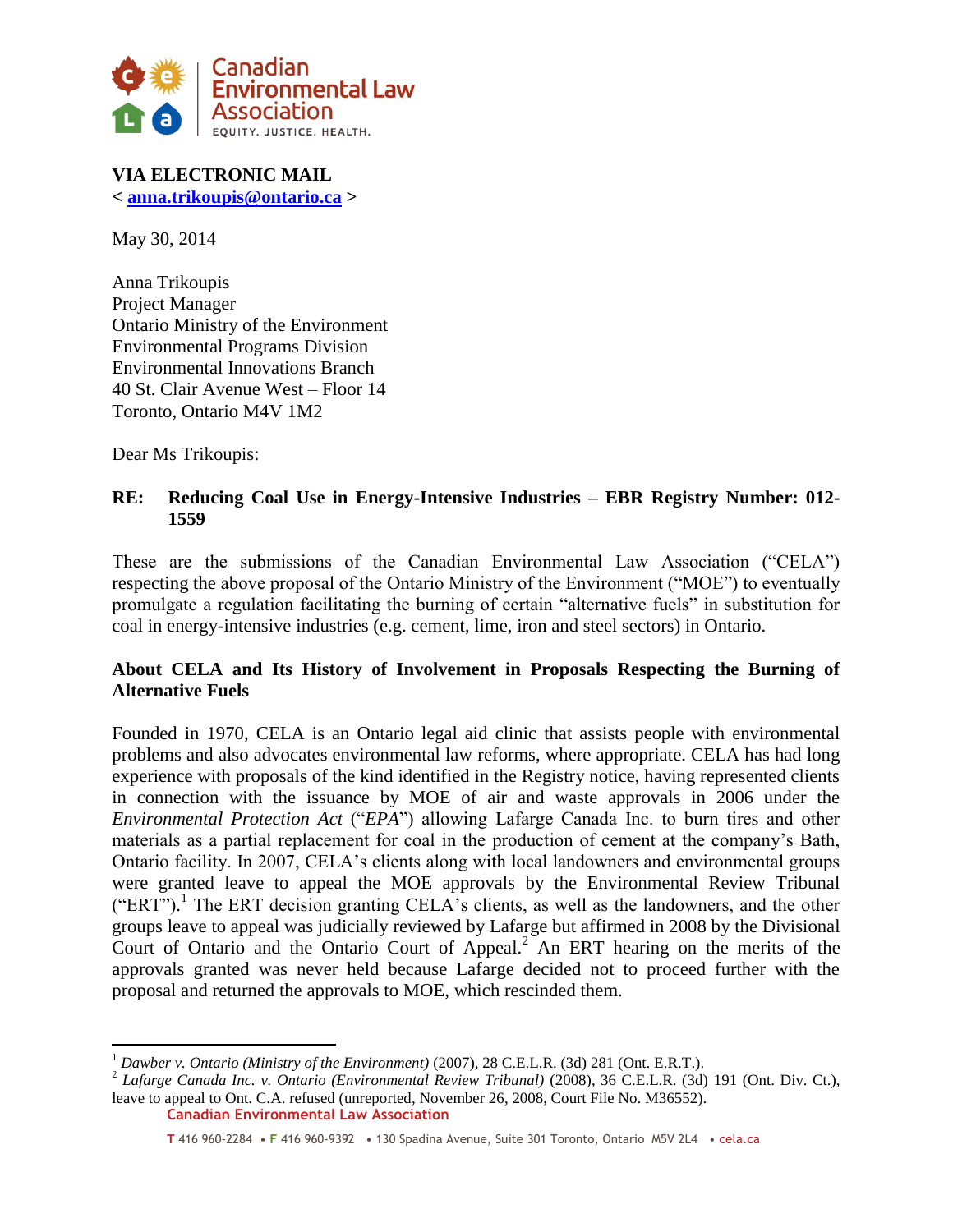**VIA ELECTRONIC MAIL**
**< anna.trikoupis@ontario.ca >**

May 30, 2014

Anna Trikoupis
Project Manager
Ontario Ministry of the Environment
Environmental Programs Division
Environmental Innovations Branch
40 St. Clair Avenue West – Floor 14
Toronto, Ontario M4V 1M2

Dear Ms Trikoupis:

**RE: Reducing Coal Use in Energy-Intensive Industries – EBR Registry Number: 012-1559**

These are the submissions of the Canadian Environmental Law Association ("CELA") respecting the above proposal of the Ontario Ministry of the Environment ("MOE") to eventually promulgate a regulation facilitating the burning of certain "alternative fuels" in substitution for coal in energy-intensive industries (e.g. cement, lime, iron and steel sectors) in Ontario.

**About CELA and Its History of Involvement in Proposals Respecting the Burning of Alternative Fuels**

Founded in 1970, CELA is an Ontario legal aid clinic that assists people with environmental problems and also advocates environmental law reforms, where appropriate. CELA has had long experience with proposals of the kind identified in the Registry notice, having represented clients in connection with the issuance by MOE of air and waste approvals in 2006 under the *Environmental Protection Act* ("*EPA*") allowing Lafarge Canada Inc. to burn tires and other materials as a partial replacement for coal in the production of cement at the company's Bath, Ontario facility. In 2007, CELA's clients along with local landowners and environmental groups were granted leave to appeal the MOE approvals by the Environmental Review Tribunal ("ERT").[1] The ERT decision granting CELA's clients, as well as the landowners, and the other groups leave to appeal was judicially reviewed by Lafarge but affirmed in 2008 by the Divisional Court of Ontario and the Ontario Court of Appeal.[2] An ERT hearing on the merits of the approvals granted was never held because Lafarge decided not to proceed further with the proposal and returned the approvals to MOE, which rescinded them.

[1] *Dawber v. Ontario (Ministry of the Environment)* (2007), 28 C.E.L.R. (3d) 281 (Ont. E.R.T.).

[2] *Lafarge Canada Inc. v. Ontario (Environmental Review Tribunal)* (2008), 36 C.E.L.R. (3d) 191 (Ont. Div. Ct.), leave to appeal to Ont. C.A. refused (unreported, November 26, 2008, Court File No. M36552).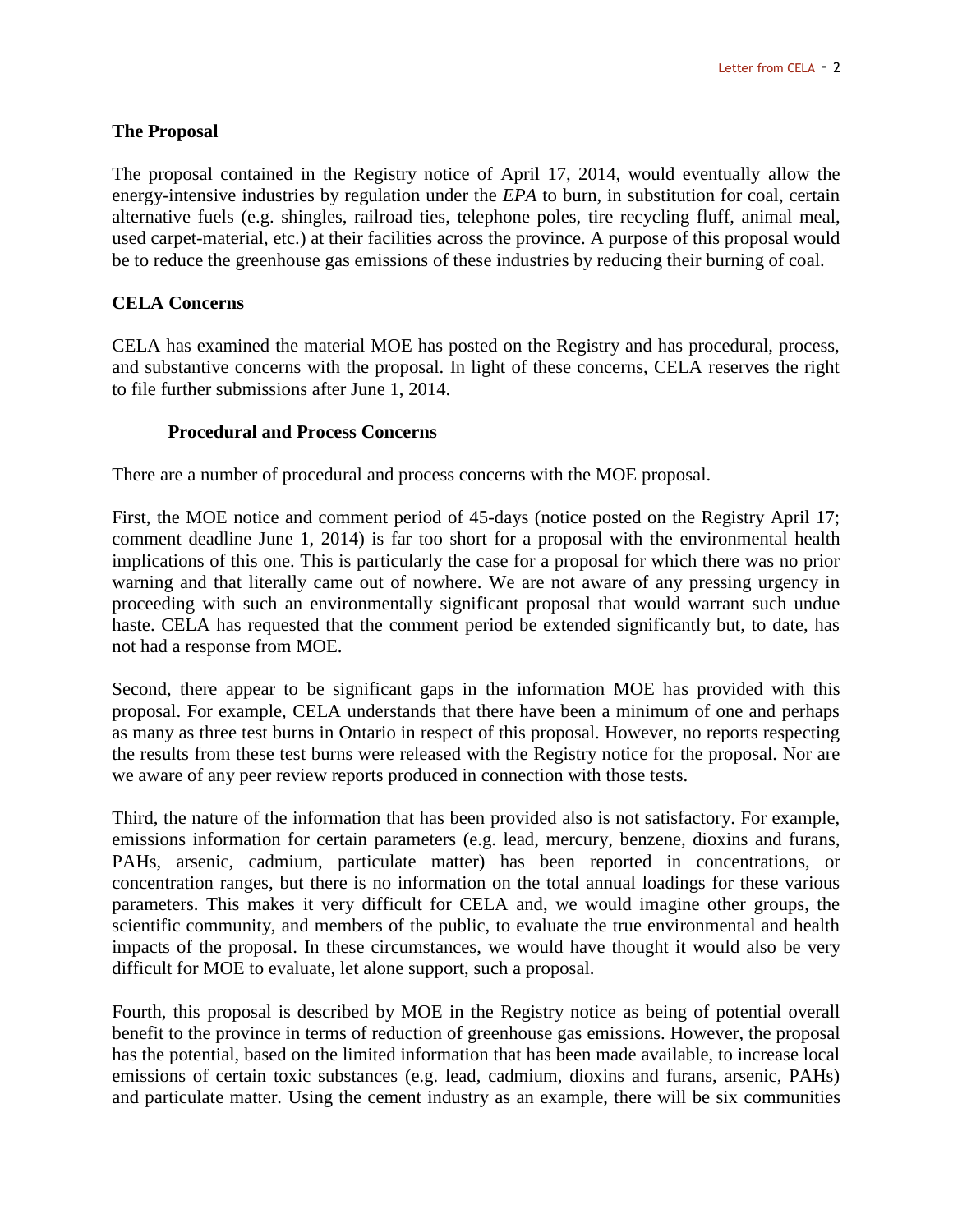## The Proposal

The proposal contained in the Registry notice of April 17, 2014, would eventually allow the energy-intensive industries by regulation under the *EPA* to burn, in substitution for coal, certain alternative fuels (e.g. shingles, railroad ties, telephone poles, tire recycling fluff, animal meal, used carpet-material, etc.) at their facilities across the province. A purpose of this proposal would be to reduce the greenhouse gas emissions of these industries by reducing their burning of coal.

## CELA Concerns

CELA has examined the material MOE has posted on the Registry and has procedural, process, and substantive concerns with the proposal. In light of these concerns, CELA reserves the right to file further submissions after June 1, 2014.

### Procedural and Process Concerns

There are a number of procedural and process concerns with the MOE proposal.

First, the MOE notice and comment period of 45-days (notice posted on the Registry April 17; comment deadline June 1, 2014) is far too short for a proposal with the environmental health implications of this one. This is particularly the case for a proposal for which there was no prior warning and that literally came out of nowhere. We are not aware of any pressing urgency in proceeding with such an environmentally significant proposal that would warrant such undue haste. CELA has requested that the comment period be extended significantly but, to date, has not had a response from MOE.

Second, there appear to be significant gaps in the information MOE has provided with this proposal. For example, CELA understands that there have been a minimum of one and perhaps as many as three test burns in Ontario in respect of this proposal. However, no reports respecting the results from these test burns were released with the Registry notice for the proposal. Nor are we aware of any peer review reports produced in connection with those tests.

Third, the nature of the information that has been provided also is not satisfactory. For example, emissions information for certain parameters (e.g. lead, mercury, benzene, dioxins and furans, PAHs, arsenic, cadmium, particulate matter) has been reported in concentrations, or concentration ranges, but there is no information on the total annual loadings for these various parameters. This makes it very difficult for CELA and, we would imagine other groups, the scientific community, and members of the public, to evaluate the true environmental and health impacts of the proposal. In these circumstances, we would have thought it would also be very difficult for MOE to evaluate, let alone support, such a proposal.

Fourth, this proposal is described by MOE in the Registry notice as being of potential overall benefit to the province in terms of reduction of greenhouse gas emissions. However, the proposal has the potential, based on the limited information that has been made available, to increase local emissions of certain toxic substances (e.g. lead, cadmium, dioxins and furans, arsenic, PAHs) and particulate matter. Using the cement industry as an example, there will be six communities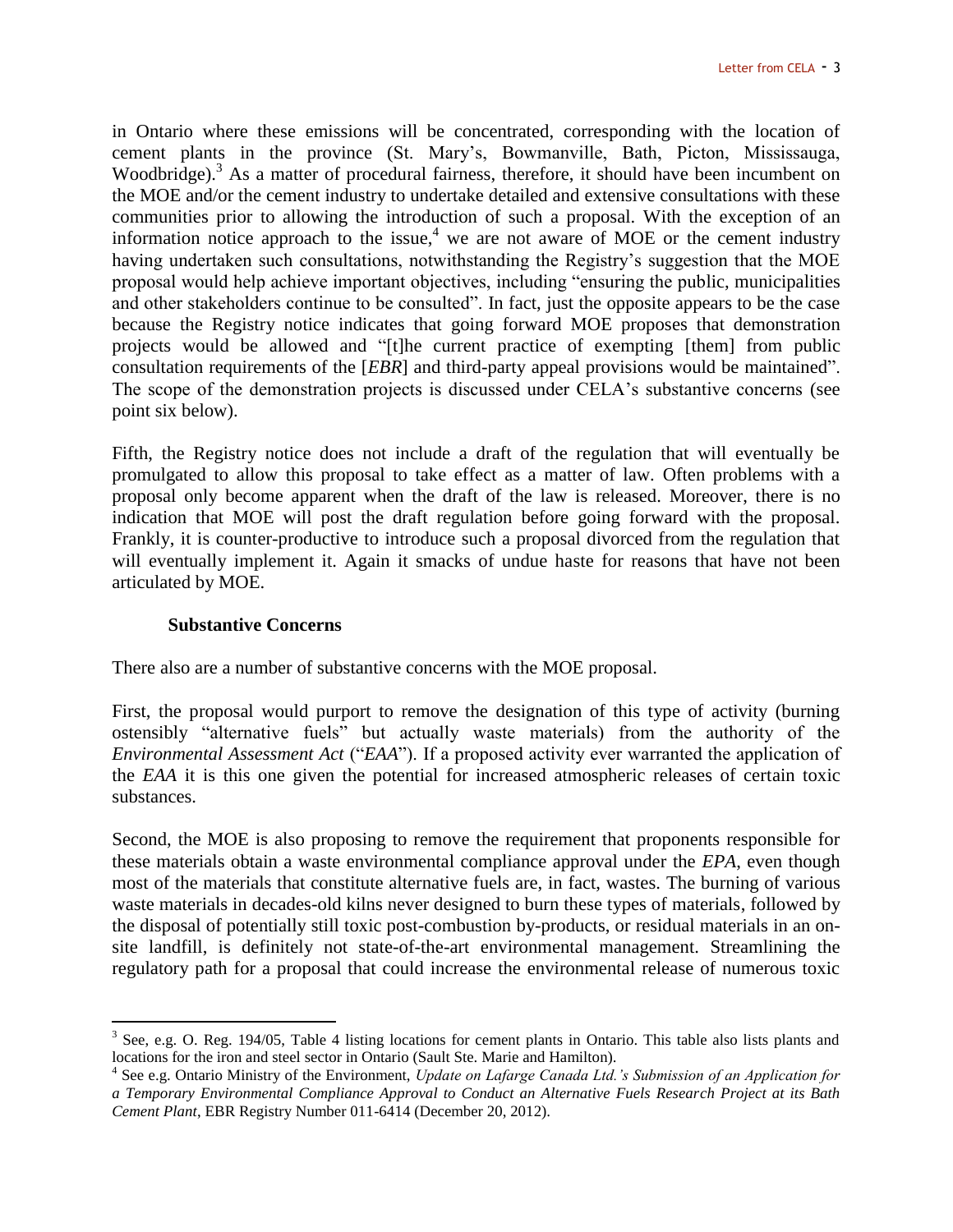in Ontario where these emissions will be concentrated, corresponding with the location of cement plants in the province (St. Mary's, Bowmanville, Bath, Picton, Mississauga, Woodbridge).[3] As a matter of procedural fairness, therefore, it should have been incumbent on the MOE and/or the cement industry to undertake detailed and extensive consultations with these communities prior to allowing the introduction of such a proposal. With the exception of an information notice approach to the issue,[4] we are not aware of MOE or the cement industry having undertaken such consultations, notwithstanding the Registry's suggestion that the MOE proposal would help achieve important objectives, including "ensuring the public, municipalities and other stakeholders continue to be consulted". In fact, just the opposite appears to be the case because the Registry notice indicates that going forward MOE proposes that demonstration projects would be allowed and "[t]he current practice of exempting [them] from public consultation requirements of the [*EBR*] and third-party appeal provisions would be maintained". The scope of the demonstration projects is discussed under CELA's substantive concerns (see point six below).

Fifth, the Registry notice does not include a draft of the regulation that will eventually be promulgated to allow this proposal to take effect as a matter of law. Often problems with a proposal only become apparent when the draft of the law is released. Moreover, there is no indication that MOE will post the draft regulation before going forward with the proposal. Frankly, it is counter-productive to introduce such a proposal divorced from the regulation that will eventually implement it. Again it smacks of undue haste for reasons that have not been articulated by MOE.

**Substantive Concerns**

There also are a number of substantive concerns with the MOE proposal.

First, the proposal would purport to remove the designation of this type of activity (burning ostensibly "alternative fuels" but actually waste materials) from the authority of the *Environmental Assessment Act* ("*EAA*"). If a proposed activity ever warranted the application of the *EAA* it is this one given the potential for increased atmospheric releases of certain toxic substances.

Second, the MOE is also proposing to remove the requirement that proponents responsible for these materials obtain a waste environmental compliance approval under the *EPA*, even though most of the materials that constitute alternative fuels are, in fact, wastes. The burning of various waste materials in decades-old kilns never designed to burn these types of materials, followed by the disposal of potentially still toxic post-combustion by-products, or residual materials in an on-site landfill, is definitely not state-of-the-art environmental management. Streamlining the regulatory path for a proposal that could increase the environmental release of numerous toxic

---

[3] See, e.g. O. Reg. 194/05, Table 4 listing locations for cement plants in Ontario. This table also lists plants and locations for the iron and steel sector in Ontario (Sault Ste. Marie and Hamilton).

[4] See e.g. Ontario Ministry of the Environment, *Update on Lafarge Canada Ltd.'s Submission of an Application for a Temporary Environmental Compliance Approval to Conduct an Alternative Fuels Research Project at its Bath Cement Plant*, EBR Registry Number 011-6414 (December 20, 2012).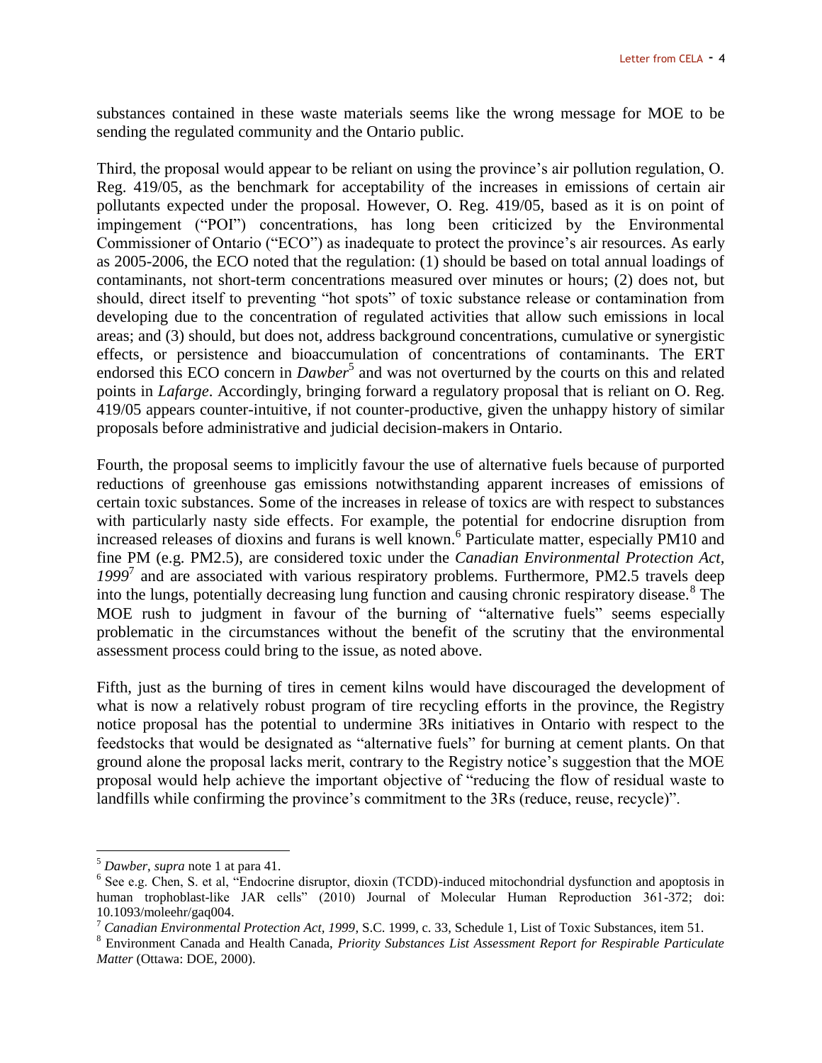substances contained in these waste materials seems like the wrong message for MOE to be sending the regulated community and the Ontario public.

Third, the proposal would appear to be reliant on using the province's air pollution regulation, O. Reg. 419/05, as the benchmark for acceptability of the increases in emissions of certain air pollutants expected under the proposal. However, O. Reg. 419/05, based as it is on point of impingement ("POI") concentrations, has long been criticized by the Environmental Commissioner of Ontario ("ECO") as inadequate to protect the province's air resources. As early as 2005-2006, the ECO noted that the regulation: (1) should be based on total annual loadings of contaminants, not short-term concentrations measured over minutes or hours; (2) does not, but should, direct itself to preventing "hot spots" of toxic substance release or contamination from developing due to the concentration of regulated activities that allow such emissions in local areas; and (3) should, but does not, address background concentrations, cumulative or synergistic effects, or persistence and bioaccumulation of concentrations of contaminants. The ERT endorsed this ECO concern in *Dawber*[5] and was not overturned by the courts on this and related points in *Lafarge*. Accordingly, bringing forward a regulatory proposal that is reliant on O. Reg. 419/05 appears counter-intuitive, if not counter-productive, given the unhappy history of similar proposals before administrative and judicial decision-makers in Ontario.

Fourth, the proposal seems to implicitly favour the use of alternative fuels because of purported reductions of greenhouse gas emissions notwithstanding apparent increases of emissions of certain toxic substances. Some of the increases in release of toxics are with respect to substances with particularly nasty side effects. For example, the potential for endocrine disruption from increased releases of dioxins and furans is well known.[6] Particulate matter, especially PM10 and fine PM (e.g. PM2.5), are considered toxic under the *Canadian Environmental Protection Act, 1999*[7] and are associated with various respiratory problems. Furthermore, PM2.5 travels deep into the lungs, potentially decreasing lung function and causing chronic respiratory disease.[8] The MOE rush to judgment in favour of the burning of "alternative fuels" seems especially problematic in the circumstances without the benefit of the scrutiny that the environmental assessment process could bring to the issue, as noted above.

Fifth, just as the burning of tires in cement kilns would have discouraged the development of what is now a relatively robust program of tire recycling efforts in the province, the Registry notice proposal has the potential to undermine 3Rs initiatives in Ontario with respect to the feedstocks that would be designated as "alternative fuels" for burning at cement plants. On that ground alone the proposal lacks merit, contrary to the Registry notice's suggestion that the MOE proposal would help achieve the important objective of "reducing the flow of residual waste to landfills while confirming the province's commitment to the 3Rs (reduce, reuse, recycle)".

---

[5] *Dawber, supra* note 1 at para 41.

[6] See e.g. Chen, S. et al, "Endocrine disruptor, dioxin (TCDD)-induced mitochondrial dysfunction and apoptosis in human trophoblast-like JAR cells" (2010) Journal of Molecular Human Reproduction 361-372; doi: 10.1093/moleehr/gaq004.

[7] *Canadian Environmental Protection Act, 1999*, S.C. 1999, c. 33, Schedule 1, List of Toxic Substances, item 51.

[8] Environment Canada and Health Canada, *Priority Substances List Assessment Report for Respirable Particulate Matter* (Ottawa: DOE, 2000).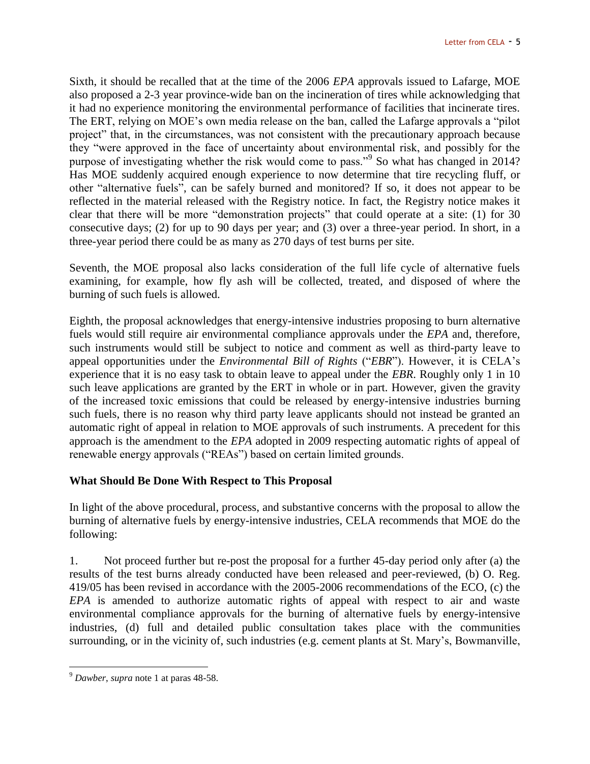Sixth, it should be recalled that at the time of the 2006 *EPA* approvals issued to Lafarge, MOE also proposed a 2-3 year province-wide ban on the incineration of tires while acknowledging that it had no experience monitoring the environmental performance of facilities that incinerate tires. The ERT, relying on MOE's own media release on the ban, called the Lafarge approvals a "pilot project" that, in the circumstances, was not consistent with the precautionary approach because they "were approved in the face of uncertainty about environmental risk, and possibly for the purpose of investigating whether the risk would come to pass."[9] So what has changed in 2014? Has MOE suddenly acquired enough experience to now determine that tire recycling fluff, or other "alternative fuels", can be safely burned and monitored? If so, it does not appear to be reflected in the material released with the Registry notice. In fact, the Registry notice makes it clear that there will be more "demonstration projects" that could operate at a site: (1) for 30 consecutive days; (2) for up to 90 days per year; and (3) over a three-year period. In short, in a three-year period there could be as many as 270 days of test burns per site.

Seventh, the MOE proposal also lacks consideration of the full life cycle of alternative fuels examining, for example, how fly ash will be collected, treated, and disposed of where the burning of such fuels is allowed.

Eighth, the proposal acknowledges that energy-intensive industries proposing to burn alternative fuels would still require air environmental compliance approvals under the *EPA* and, therefore, such instruments would still be subject to notice and comment as well as third-party leave to appeal opportunities under the *Environmental Bill of Rights* ("*EBR*"). However, it is CELA's experience that it is no easy task to obtain leave to appeal under the *EBR*. Roughly only 1 in 10 such leave applications are granted by the ERT in whole or in part. However, given the gravity of the increased toxic emissions that could be released by energy-intensive industries burning such fuels, there is no reason why third party leave applicants should not instead be granted an automatic right of appeal in relation to MOE approvals of such instruments. A precedent for this approach is the amendment to the *EPA* adopted in 2009 respecting automatic rights of appeal of renewable energy approvals ("REAs") based on certain limited grounds.

**What Should Be Done With Respect to This Proposal**

In light of the above procedural, process, and substantive concerns with the proposal to allow the burning of alternative fuels by energy-intensive industries, CELA recommends that MOE do the following:

1. Not proceed further but re-post the proposal for a further 45-day period only after (a) the results of the test burns already conducted have been released and peer-reviewed, (b) O. Reg. 419/05 has been revised in accordance with the 2005-2006 recommendations of the ECO, (c) the *EPA* is amended to authorize automatic rights of appeal with respect to air and waste environmental compliance approvals for the burning of alternative fuels by energy-intensive industries, (d) full and detailed public consultation takes place with the communities surrounding, or in the vicinity of, such industries (e.g. cement plants at St. Mary's, Bowmanville,

[9] *Dawber*, *supra* note 1 at paras 48-58.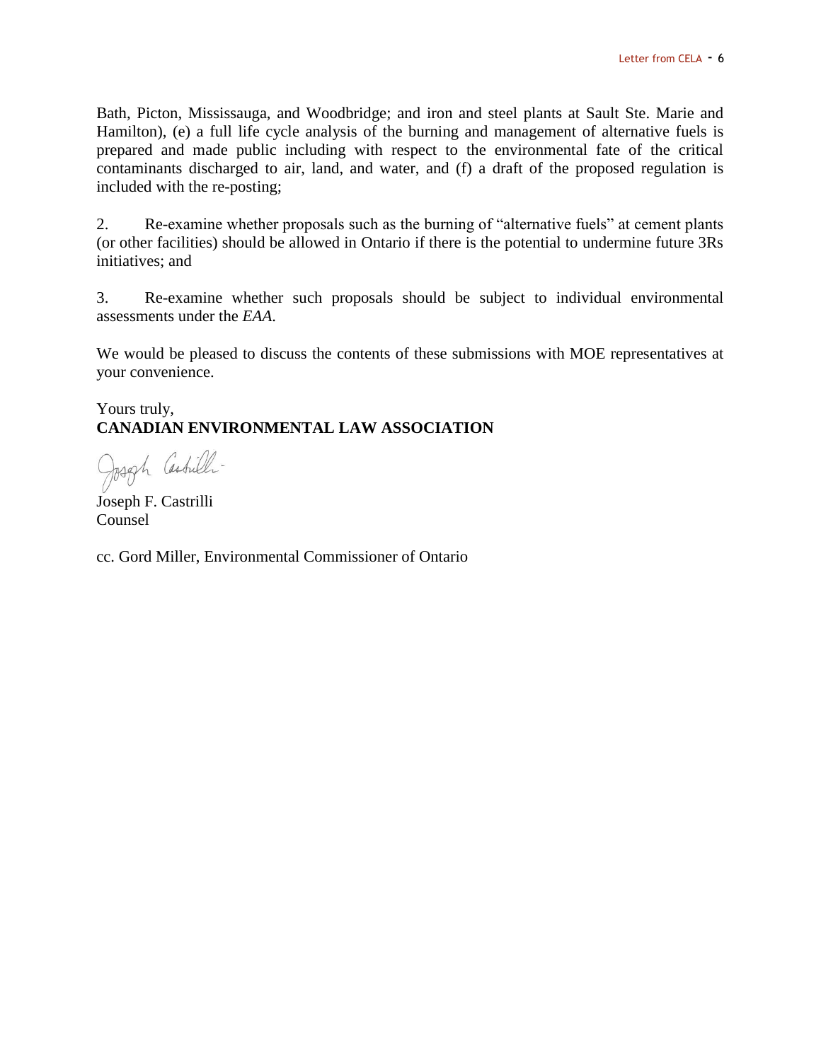Bath, Picton, Mississauga, and Woodbridge; and iron and steel plants at Sault Ste. Marie and Hamilton), (e) a full life cycle analysis of the burning and management of alternative fuels is prepared and made public including with respect to the environmental fate of the critical contaminants discharged to air, land, and water, and (f) a draft of the proposed regulation is included with the re-posting;

2. Re-examine whether proposals such as the burning of "alternative fuels" at cement plants (or other facilities) should be allowed in Ontario if there is the potential to undermine future 3Rs initiatives; and

3. Re-examine whether such proposals should be subject to individual environmental assessments under the *EAA.*

We would be pleased to discuss the contents of these submissions with MOE representatives at your convenience.

Yours truly,
**CANADIAN ENVIRONMENTAL LAW ASSOCIATION**

Joseph F. Castrilli
Counsel

cc. Gord Miller, Environmental Commissioner of Ontario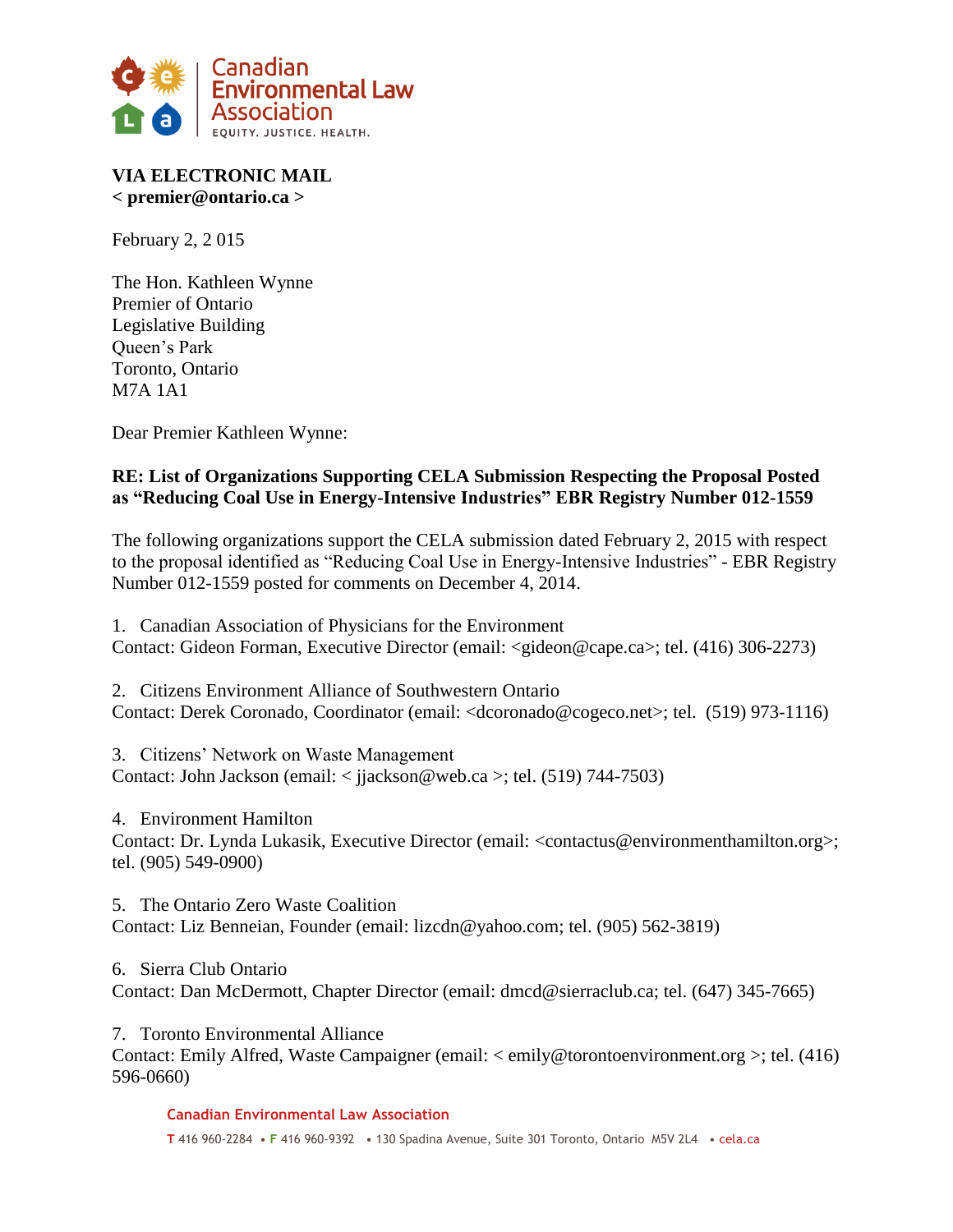Canadian Environmental Law Association

EQUITY. JUSTICE. HEALTH.

**VIA ELECTRONIC MAIL**
**< premier@ontario.ca >**

February 2, 2 015

The Hon. Kathleen Wynne
Premier of Ontario
Legislative Building
Queen's Park
Toronto, Ontario
M7A 1A1

Dear Premier Kathleen Wynne:

**RE: List of Organizations Supporting CELA Submission Respecting the Proposal Posted as "Reducing Coal Use in Energy-Intensive Industries" EBR Registry Number 012-1559**

The following organizations support the CELA submission dated February 2, 2015 with respect to the proposal identified as "Reducing Coal Use in Energy-Intensive Industries" - EBR Registry Number 012-1559 posted for comments on December 4, 2014.

1. Canadian Association of Physicians for the Environment
Contact: Gideon Forman, Executive Director (email: <gideon@cape.ca>; tel. (416) 306-2273)

2. Citizens Environment Alliance of Southwestern Ontario
Contact: Derek Coronado, Coordinator (email: <dcoronado@cogeco.net>; tel. (519) 973-1116)

3. Citizens' Network on Waste Management
Contact: John Jackson (email: < jjackson@web.ca >; tel. (519) 744-7503)

4. Environment Hamilton
Contact: Dr. Lynda Lukasik, Executive Director (email: <contactus@environmenthamilton.org>; tel. (905) 549-0900)

5. The Ontario Zero Waste Coalition
Contact: Liz Benneian, Founder (email: lizcdn@yahoo.com; tel. (905) 562-3819)

6. Sierra Club Ontario
Contact: Dan McDermott, Chapter Director (email: dmcd@sierraclub.ca; tel. (647) 345-7665)

7. Toronto Environmental Alliance
Contact: Emily Alfred, Waste Campaigner (email: < emily@torontoenvironment.org >; tel. (416) 596-0660)

Canadian Environmental Law Association

T 416 960-2284 • F 416 960-9392 • 130 Spadina Avenue, Suite 301 Toronto, Ontario M5V 2L4 • cela.ca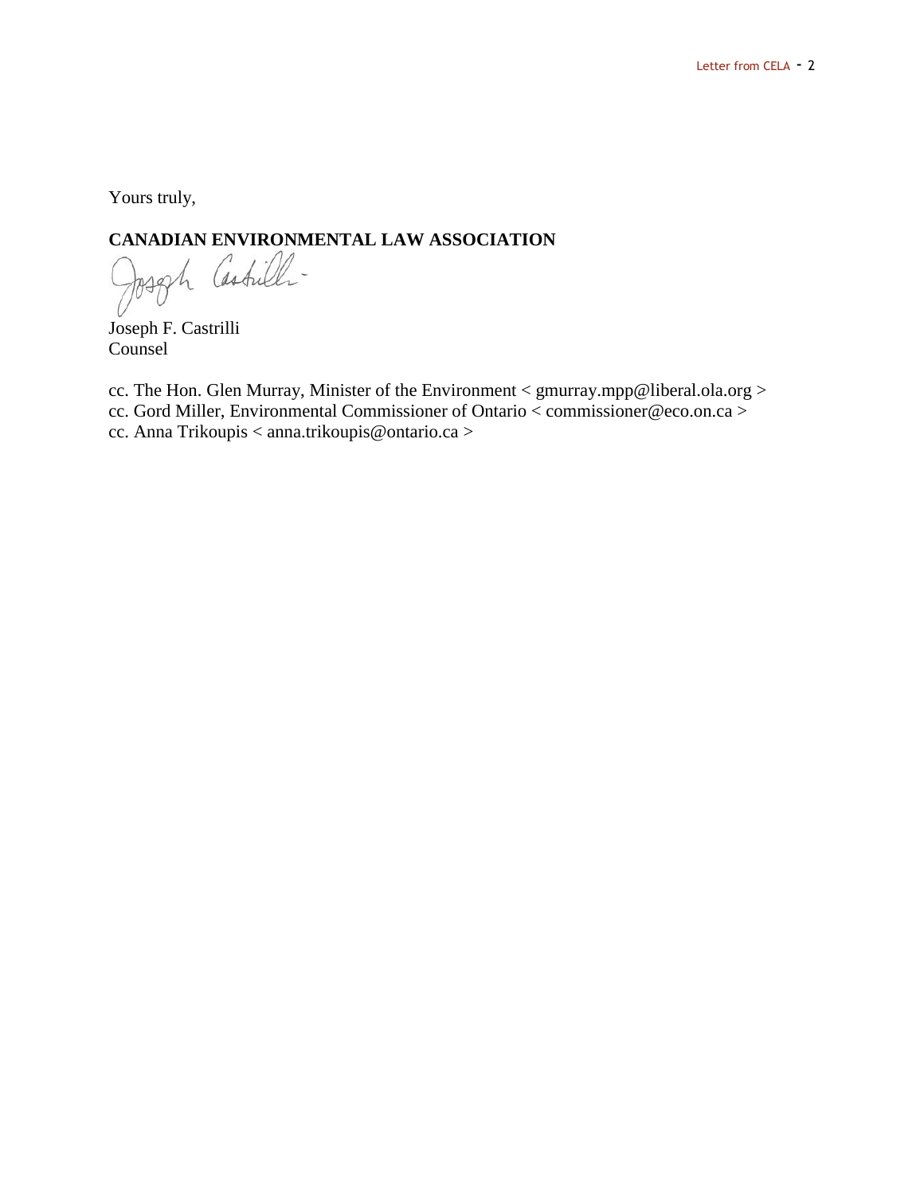Yours truly,

**CANADIAN ENVIRONMENTAL LAW ASSOCIATION**

Joseph F. Castrilli
Counsel

cc. The Hon. Glen Murray, Minister of the Environment < gmurray.mpp@liberal.ola.org >
cc. Gord Miller, Environmental Commissioner of Ontario < commissioner@eco.on.ca >
cc. Anna Trikoupis < anna.trikoupis@ontario.ca >